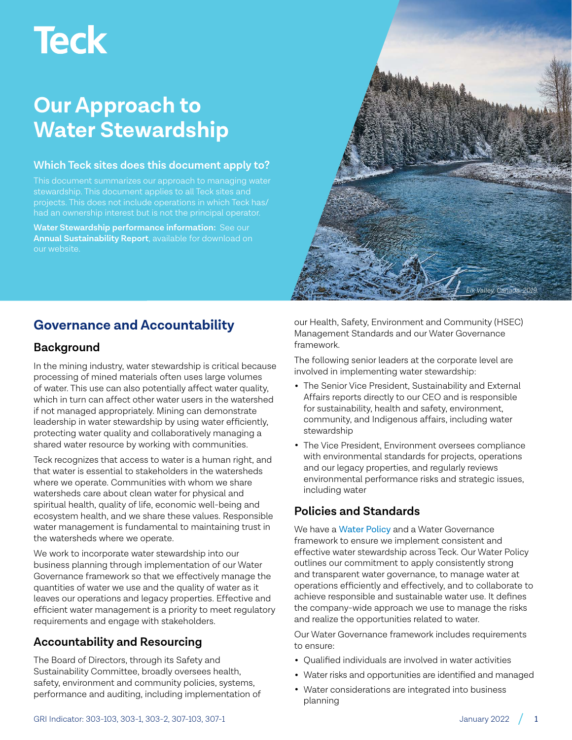Teck

# Our Approach to Water Stewardship

### Which Teck sites does this document apply to?

This document summarizes our approach to managing water stewardship. This document applies to all Teck sites and projects. This does not include operations in which Teck has/had an ownership interest but is not the principal operator.

**Water Stewardship performance information:** See our **Annual Sustainability Report**, available for download on our website.

*Elk Valley, Canada 2019*

## Governance and Accountability

### Background

In the mining industry, water stewardship is critical because processing of mined materials often uses large volumes of water. This use can also potentially affect water quality, which in turn can affect other water users in the watershed if not managed appropriately. Mining can demonstrate leadership in water stewardship by using water efficiently, protecting water quality and collaboratively managing a shared water resource by working with communities.

Teck recognizes that access to water is a human right, and that water is essential to stakeholders in the watersheds where we operate. Communities with whom we share watersheds care about clean water for physical and spiritual health, quality of life, economic well-being and ecosystem health, and we share these values. Responsible water management is fundamental to maintaining trust in the watersheds where we operate.

We work to incorporate water stewardship into our business planning through implementation of our Water Governance framework so that we effectively manage the quantities of water we use and the quality of water as it leaves our operations and legacy properties. Effective and efficient water management is a priority to meet regulatory requirements and engage with stakeholders.

### Accountability and Resourcing

The Board of Directors, through its Safety and Sustainability Committee, broadly oversees health, safety, environment and community policies, systems, performance and auditing, including implementation of our Health, Safety, Environment and Community (HSEC) Management Standards and our Water Governance framework.

The following senior leaders at the corporate level are involved in implementing water stewardship:

- The Senior Vice President, Sustainability and External Affairs reports directly to our CEO and is responsible for sustainability, health and safety, environment, community, and Indigenous affairs, including water stewardship
- The Vice President, Environment oversees compliance with environmental standards for projects, operations and our legacy properties, and regularly reviews environmental performance risks and strategic issues, including water

### Policies and Standards

We have a Water Policy and a Water Governance framework to ensure we implement consistent and effective water stewardship across Teck. Our Water Policy outlines our commitment to apply consistently strong and transparent water governance, to manage water at operations efficiently and effectively, and to collaborate to achieve responsible and sustainable water use. It defines the company-wide approach we use to manage the risks and realize the opportunities related to water.

Our Water Governance framework includes requirements to ensure:

- Qualified individuals are involved in water activities
- Water risks and opportunities are identified and managed
- Water considerations are integrated into business planning

GRI Indicator: 303-103, 303-1, 303-2, 307-103, 307-1

January 2022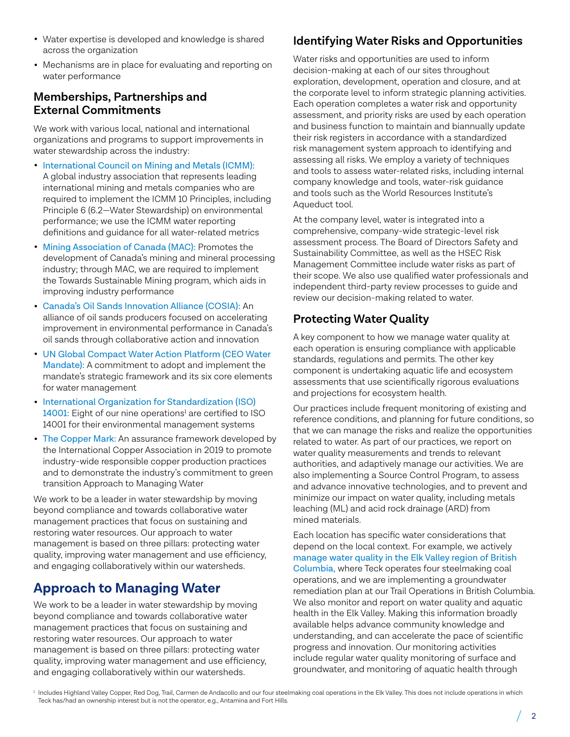- Water expertise is developed and knowledge is shared across the organization
- Mechanisms are in place for evaluating and reporting on water performance

### Memberships, Partnerships and External Commitments

We work with various local, national and international organizations and programs to support improvements in water stewardship across the industry:

- International Council on Mining and Metals (ICMM): A global industry association that represents leading international mining and metals companies who are required to implement the ICMM 10 Principles, including Principle 6 (6.2—Water Stewardship) on environmental performance; we use the ICMM water reporting definitions and guidance for all water-related metrics
- Mining Association of Canada (MAC): Promotes the development of Canada's mining and mineral processing industry; through MAC, we are required to implement the Towards Sustainable Mining program, which aids in improving industry performance
- Canada's Oil Sands Innovation Alliance (COSIA): An alliance of oil sands producers focused on accelerating improvement in environmental performance in Canada's oil sands through collaborative action and innovation
- UN Global Compact Water Action Platform (CEO Water Mandate): A commitment to adopt and implement the mandate's strategic framework and its six core elements for water management
- International Organization for Standardization (ISO) 14001: Eight of our nine operations[1] are certified to ISO 14001 for their environmental management systems
- The Copper Mark: An assurance framework developed by the International Copper Association in 2019 to promote industry-wide responsible copper production practices and to demonstrate the industry's commitment to green transition Approach to Managing Water

We work to be a leader in water stewardship by moving beyond compliance and towards collaborative water management practices that focus on sustaining and restoring water resources. Our approach to water management is based on three pillars: protecting water quality, improving water management and use efficiency, and engaging collaboratively within our watersheds.

## Approach to Managing Water

We work to be a leader in water stewardship by moving beyond compliance and towards collaborative water management practices that focus on sustaining and restoring water resources. Our approach to water management is based on three pillars: protecting water quality, improving water management and use efficiency, and engaging collaboratively within our watersheds.

### Identifying Water Risks and Opportunities

Water risks and opportunities are used to inform decision-making at each of our sites throughout exploration, development, operation and closure, and at the corporate level to inform strategic planning activities. Each operation completes a water risk and opportunity assessment, and priority risks are used by each operation and business function to maintain and biannually update their risk registers in accordance with a standardized risk management system approach to identifying and assessing all risks. We employ a variety of techniques and tools to assess water-related risks, including internal company knowledge and tools, water-risk guidance and tools such as the World Resources Institute's Aqueduct tool.

At the company level, water is integrated into a comprehensive, company-wide strategic-level risk assessment process. The Board of Directors Safety and Sustainability Committee, as well as the HSEC Risk Management Committee include water risks as part of their scope. We also use qualified water professionals and independent third-party review processes to guide and review our decision-making related to water.

### Protecting Water Quality

A key component to how we manage water quality at each operation is ensuring compliance with applicable standards, regulations and permits. The other key component is undertaking aquatic life and ecosystem assessments that use scientifically rigorous evaluations and projections for ecosystem health.

Our practices include frequent monitoring of existing and reference conditions, and planning for future conditions, so that we can manage the risks and realize the opportunities related to water. As part of our practices, we report on water quality measurements and trends to relevant authorities, and adaptively manage our activities. We are also implementing a Source Control Program, to assess and advance innovative technologies, and to prevent and minimize our impact on water quality, including metals leaching (ML) and acid rock drainage (ARD) from mined materials.

Each location has specific water considerations that depend on the local context. For example, we actively manage water quality in the Elk Valley region of British Columbia, where Teck operates four steelmaking coal operations, and we are implementing a groundwater remediation plan at our Trail Operations in British Columbia. We also monitor and report on water quality and aquatic health in the Elk Valley. Making this information broadly available helps advance community knowledge and understanding, and can accelerate the pace of scientific progress and innovation. Our monitoring activities include regular water quality monitoring of surface and groundwater, and monitoring of aquatic health through

[1] Includes Highland Valley Copper, Red Dog, Trail, Carmen de Andacollo and our four steelmaking coal operations in the Elk Valley. This does not include operations in which Teck has/had an ownership interest but is not the operator, e.g., Antamina and Fort Hills.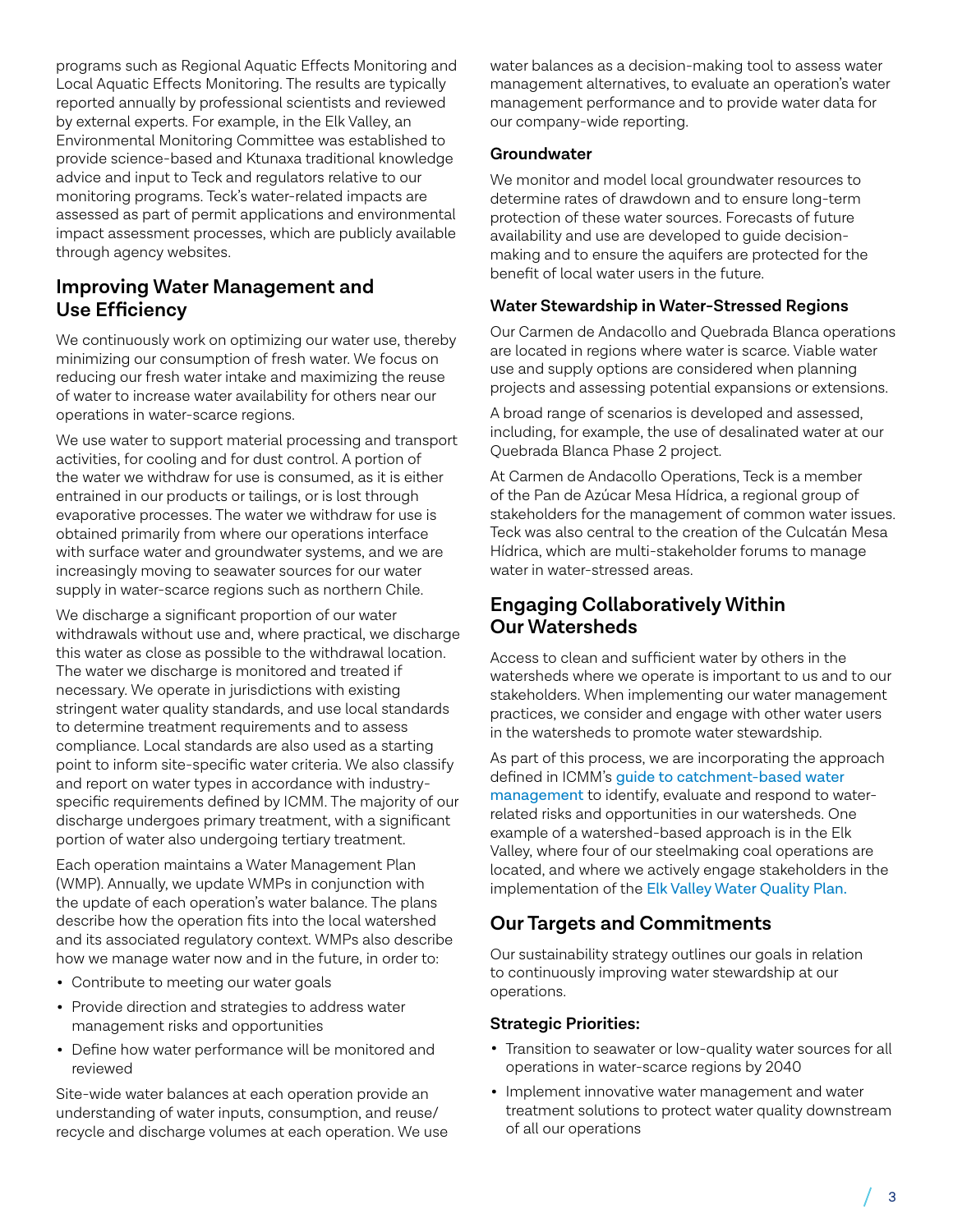programs such as Regional Aquatic Effects Monitoring and Local Aquatic Effects Monitoring. The results are typically reported annually by professional scientists and reviewed by external experts. For example, in the Elk Valley, an Environmental Monitoring Committee was established to provide science-based and Ktunaxa traditional knowledge advice and input to Teck and regulators relative to our monitoring programs. Teck's water-related impacts are assessed as part of permit applications and environmental impact assessment processes, which are publicly available through agency websites.

## Improving Water Management and Use Efficiency

We continuously work on optimizing our water use, thereby minimizing our consumption of fresh water. We focus on reducing our fresh water intake and maximizing the reuse of water to increase water availability for others near our operations in water-scarce regions.

We use water to support material processing and transport activities, for cooling and for dust control. A portion of the water we withdraw for use is consumed, as it is either entrained in our products or tailings, or is lost through evaporative processes. The water we withdraw for use is obtained primarily from where our operations interface with surface water and groundwater systems, and we are increasingly moving to seawater sources for our water supply in water-scarce regions such as northern Chile.

We discharge a significant proportion of our water withdrawals without use and, where practical, we discharge this water as close as possible to the withdrawal location. The water we discharge is monitored and treated if necessary. We operate in jurisdictions with existing stringent water quality standards, and use local standards to determine treatment requirements and to assess compliance. Local standards are also used as a starting point to inform site-specific water criteria. We also classify and report on water types in accordance with industry-specific requirements defined by ICMM. The majority of our discharge undergoes primary treatment, with a significant portion of water also undergoing tertiary treatment.

Each operation maintains a Water Management Plan (WMP). Annually, we update WMPs in conjunction with the update of each operation's water balance. The plans describe how the operation fits into the local watershed and its associated regulatory context. WMPs also describe how we manage water now and in the future, in order to:

- Contribute to meeting our water goals
- Provide direction and strategies to address water management risks and opportunities
- Define how water performance will be monitored and reviewed

Site-wide water balances at each operation provide an understanding of water inputs, consumption, and reuse/recycle and discharge volumes at each operation. We use water balances as a decision-making tool to assess water management alternatives, to evaluate an operation's water management performance and to provide water data for our company-wide reporting.

### Groundwater

We monitor and model local groundwater resources to determine rates of drawdown and to ensure long-term protection of these water sources. Forecasts of future availability and use are developed to guide decision-making and to ensure the aquifers are protected for the benefit of local water users in the future.

### Water Stewardship in Water-Stressed Regions

Our Carmen de Andacollo and Quebrada Blanca operations are located in regions where water is scarce. Viable water use and supply options are considered when planning projects and assessing potential expansions or extensions.

A broad range of scenarios is developed and assessed, including, for example, the use of desalinated water at our Quebrada Blanca Phase 2 project.

At Carmen de Andacollo Operations, Teck is a member of the Pan de Azúcar Mesa Hídrica, a regional group of stakeholders for the management of common water issues. Teck was also central to the creation of the Culcatán Mesa Hídrica, which are multi-stakeholder forums to manage water in water-stressed areas.

## Engaging Collaboratively Within Our Watersheds

Access to clean and sufficient water by others in the watersheds where we operate is important to us and to our stakeholders. When implementing our water management practices, we consider and engage with other water users in the watersheds to promote water stewardship.

As part of this process, we are incorporating the approach defined in ICMM's guide to catchment-based water management to identify, evaluate and respond to water-related risks and opportunities in our watersheds. One example of a watershed-based approach is in the Elk Valley, where four of our steelmaking coal operations are located, and where we actively engage stakeholders in the implementation of the Elk Valley Water Quality Plan.

## Our Targets and Commitments

Our sustainability strategy outlines our goals in relation to continuously improving water stewardship at our operations.

### Strategic Priorities:

- Transition to seawater or low-quality water sources for all operations in water-scarce regions by 2040
- Implement innovative water management and water treatment solutions to protect water quality downstream of all our operations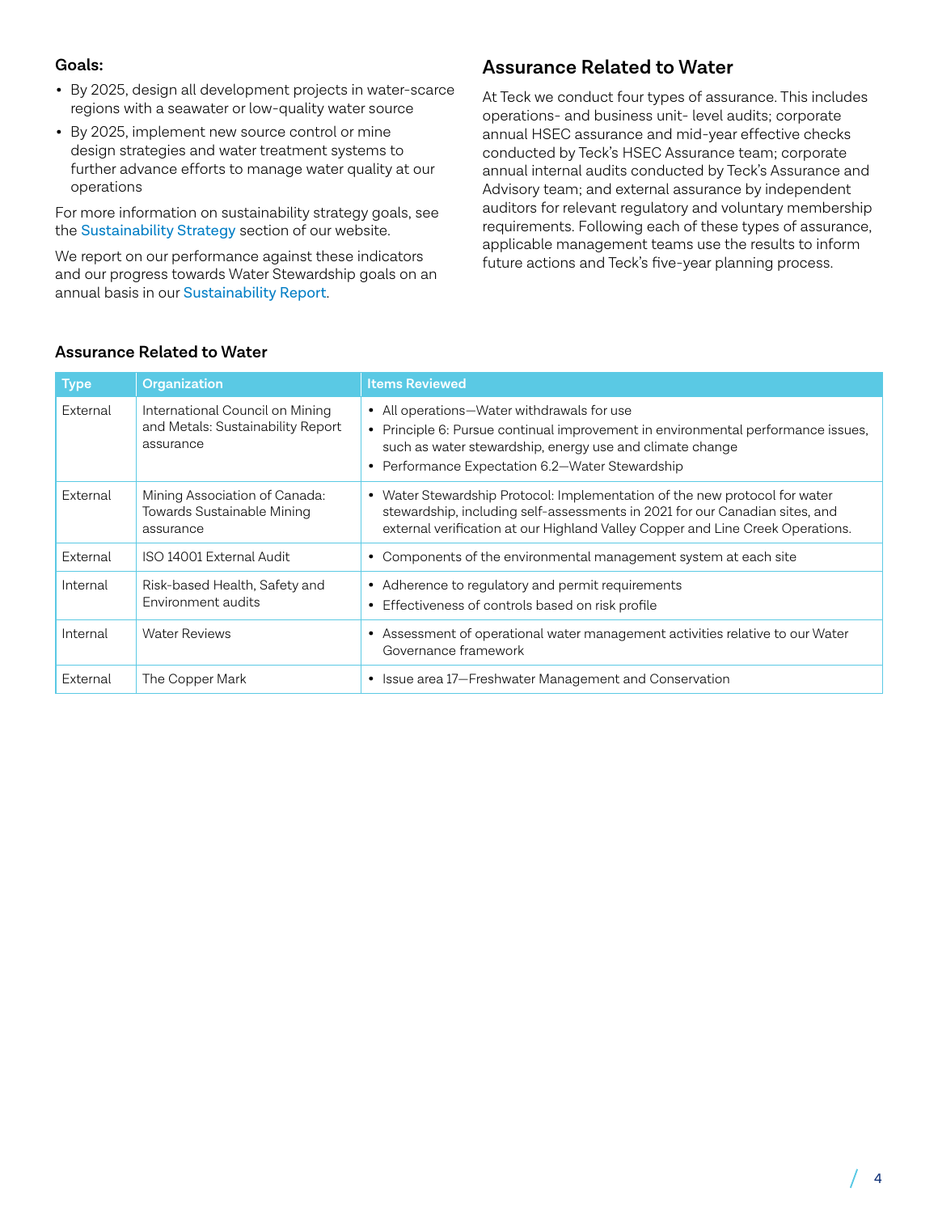**Goals:**

- By 2025, design all development projects in water-scarce regions with a seawater or low-quality water source
- By 2025, implement new source control or mine design strategies and water treatment systems to further advance efforts to manage water quality at our operations

For more information on sustainability strategy goals, see the Sustainability Strategy section of our website.

We report on our performance against these indicators and our progress towards Water Stewardship goals on an annual basis in our Sustainability Report.

## Assurance Related to Water

At Teck we conduct four types of assurance. This includes operations- and business unit- level audits; corporate annual HSEC assurance and mid-year effective checks conducted by Teck's HSEC Assurance team; corporate annual internal audits conducted by Teck's Assurance and Advisory team; and external assurance by independent auditors for relevant regulatory and voluntary membership requirements. Following each of these types of assurance, applicable management teams use the results to inform future actions and Teck's five-year planning process.

### Assurance Related to Water

| Type | Organization | Items Reviewed |
|---|---|---|
| External | International Council on Mining and Metals: Sustainability Report assurance | • All operations—Water withdrawals for use<br>• Principle 6: Pursue continual improvement in environmental performance issues, such as water stewardship, energy use and climate change<br>• Performance Expectation 6.2—Water Stewardship |
| External | Mining Association of Canada: Towards Sustainable Mining assurance | • Water Stewardship Protocol: Implementation of the new protocol for water stewardship, including self-assessments in 2021 for our Canadian sites, and external verification at our Highland Valley Copper and Line Creek Operations. |
| External | ISO 14001 External Audit | • Components of the environmental management system at each site |
| Internal | Risk-based Health, Safety and Environment audits | • Adherence to regulatory and permit requirements<br>• Effectiveness of controls based on risk profile |
| Internal | Water Reviews | • Assessment of operational water management activities relative to our Water Governance framework |
| External | The Copper Mark | • Issue area 17—Freshwater Management and Conservation |